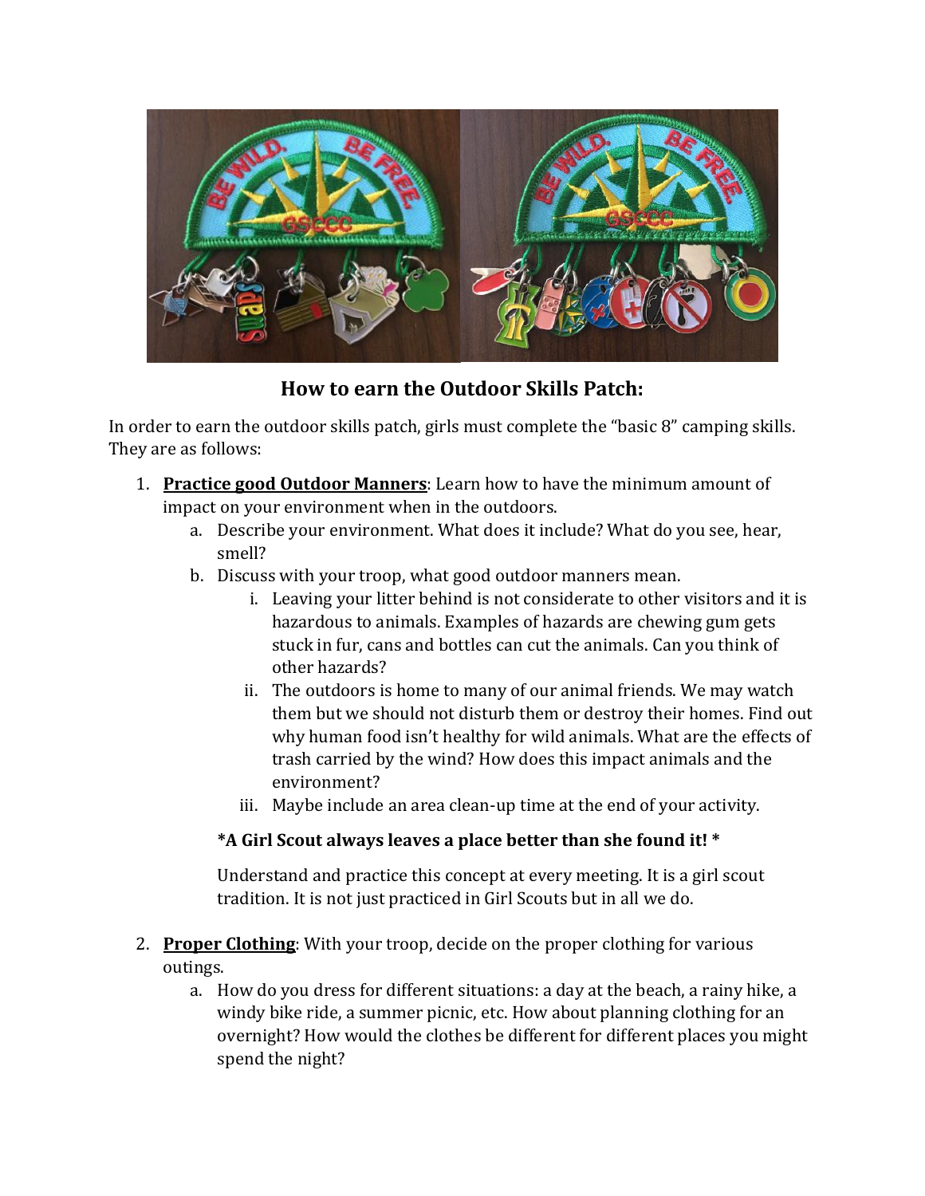## How to earn the Outdoor Skills Patch:

In order to earn the outdoor skills patch, girls must complete the "basic 8" camping skills. They are as follows:

1. **<u>Practice good Outdoor Manners</u>**: Learn how to have the minimum amount of impact on your environment when in the outdoors.
   a. Describe your environment. What does it include? What do you see, hear, smell?
   b. Discuss with your troop, what good outdoor manners mean.
      i. Leaving your litter behind is not considerate to other visitors and it is hazardous to animals. Examples of hazards are chewing gum gets stuck in fur, cans and bottles can cut the animals. Can you think of other hazards?
      ii. The outdoors is home to many of our animal friends. We may watch them but we should not disturb them or destroy their homes. Find out why human food isn't healthy for wild animals. What are the effects of trash carried by the wind? How does this impact animals and the environment?
      iii. Maybe include an area clean-up time at the end of your activity.

   **\*A Girl Scout always leaves a place better than she found it! \***

   Understand and practice this concept at every meeting. It is a girl scout tradition. It is not just practiced in Girl Scouts but in all we do.

2. **<u>Proper Clothing</u>**: With your troop, decide on the proper clothing for various outings.
   a. How do you dress for different situations: a day at the beach, a rainy hike, a windy bike ride, a summer picnic, etc. How about planning clothing for an overnight? How would the clothes be different for different places you might spend the night?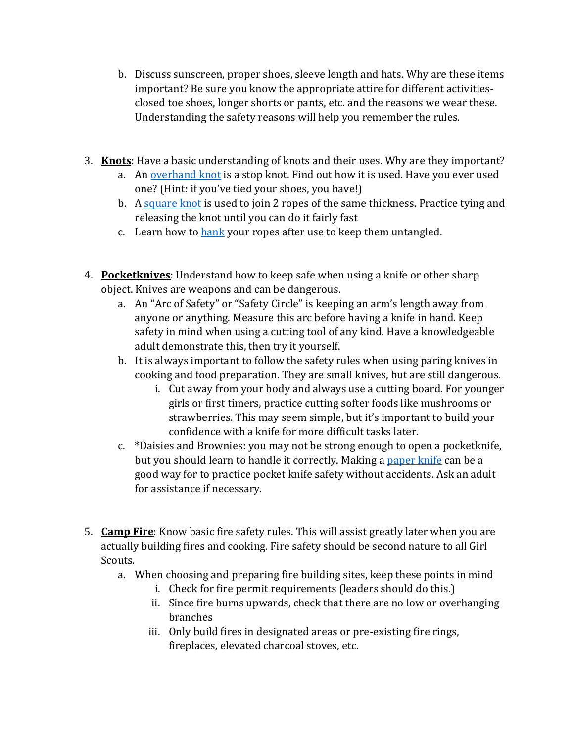b. Discuss sunscreen, proper shoes, sleeve length and hats. Why are these items important? Be sure you know the appropriate attire for different activities- closed toe shoes, longer shorts or pants, etc. and the reasons we wear these. Understanding the safety reasons will help you remember the rules.

3. **Knots**: Have a basic understanding of knots and their uses. Why are they important?
   a. An overhand knot is a stop knot. Find out how it is used. Have you ever used one? (Hint: if you've tied your shoes, you have!)
   b. A square knot is used to join 2 ropes of the same thickness. Practice tying and releasing the knot until you can do it fairly fast
   c. Learn how to hank your ropes after use to keep them untangled.

4. **Pocketknives**: Understand how to keep safe when using a knife or other sharp object. Knives are weapons and can be dangerous.
   a. An "Arc of Safety" or "Safety Circle" is keeping an arm's length away from anyone or anything. Measure this arc before having a knife in hand. Keep safety in mind when using a cutting tool of any kind. Have a knowledgeable adult demonstrate this, then try it yourself.
   b. It is always important to follow the safety rules when using paring knives in cooking and food preparation. They are small knives, but are still dangerous.
      i. Cut away from your body and always use a cutting board. For younger girls or first timers, practice cutting softer foods like mushrooms or strawberries. This may seem simple, but it's important to build your confidence with a knife for more difficult tasks later.
   c. *Daisies and Brownies: you may not be strong enough to open a pocketknife, but you should learn to handle it correctly. Making a paper knife can be a good way for to practice pocket knife safety without accidents. Ask an adult for assistance if necessary.

5. **Camp Fire**: Know basic fire safety rules. This will assist greatly later when you are actually building fires and cooking. Fire safety should be second nature to all Girl Scouts.
   a. When choosing and preparing fire building sites, keep these points in mind
      i. Check for fire permit requirements (leaders should do this.)
      ii. Since fire burns upwards, check that there are no low or overhanging branches
      iii. Only build fires in designated areas or pre-existing fire rings, fireplaces, elevated charcoal stoves, etc.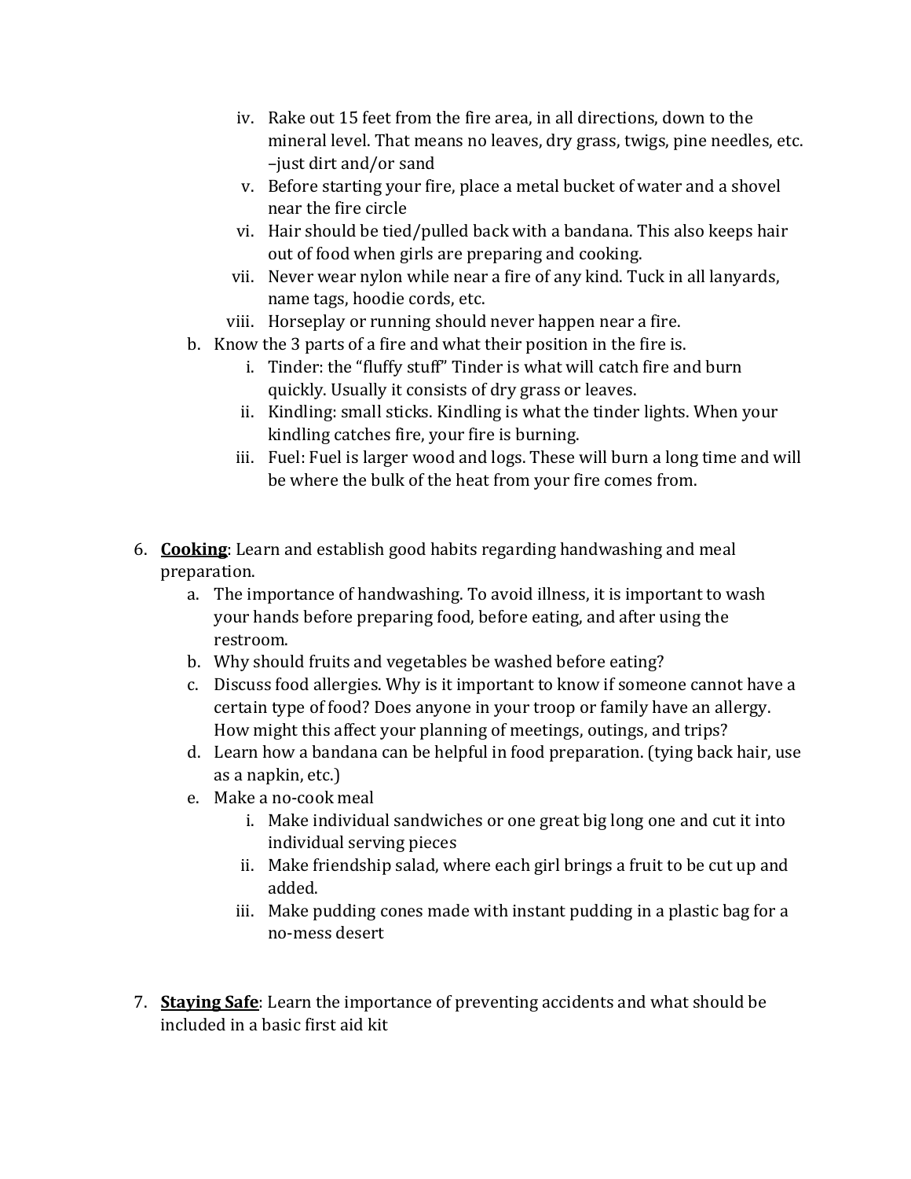iv. Rake out 15 feet from the fire area, in all directions, down to the mineral level. That means no leaves, dry grass, twigs, pine needles, etc. –just dirt and/or sand
   v. Before starting your fire, place a metal bucket of water and a shovel near the fire circle
   vi. Hair should be tied/pulled back with a bandana. This also keeps hair out of food when girls are preparing and cooking.
   vii. Never wear nylon while near a fire of any kind. Tuck in all lanyards, name tags, hoodie cords, etc.
   viii. Horseplay or running should never happen near a fire.

b. Know the 3 parts of a fire and what their position in the fire is.
   i. Tinder: the "fluffy stuff" Tinder is what will catch fire and burn quickly. Usually it consists of dry grass or leaves.
   ii. Kindling: small sticks. Kindling is what the tinder lights. When your kindling catches fire, your fire is burning.
   iii. Fuel: Fuel is larger wood and logs. These will burn a long time and will be where the bulk of the heat from your fire comes from.

6. **Cooking**: Learn and establish good habits regarding handwashing and meal preparation.
   a. The importance of handwashing. To avoid illness, it is important to wash your hands before preparing food, before eating, and after using the restroom.
   b. Why should fruits and vegetables be washed before eating?
   c. Discuss food allergies. Why is it important to know if someone cannot have a certain type of food? Does anyone in your troop or family have an allergy. How might this affect your planning of meetings, outings, and trips?
   d. Learn how a bandana can be helpful in food preparation. (tying back hair, use as a napkin, etc.)
   e. Make a no-cook meal
      i. Make individual sandwiches or one great big long one and cut it into individual serving pieces
      ii. Make friendship salad, where each girl brings a fruit to be cut up and added.
      iii. Make pudding cones made with instant pudding in a plastic bag for a no-mess desert

7. **Staying Safe**: Learn the importance of preventing accidents and what should be included in a basic first aid kit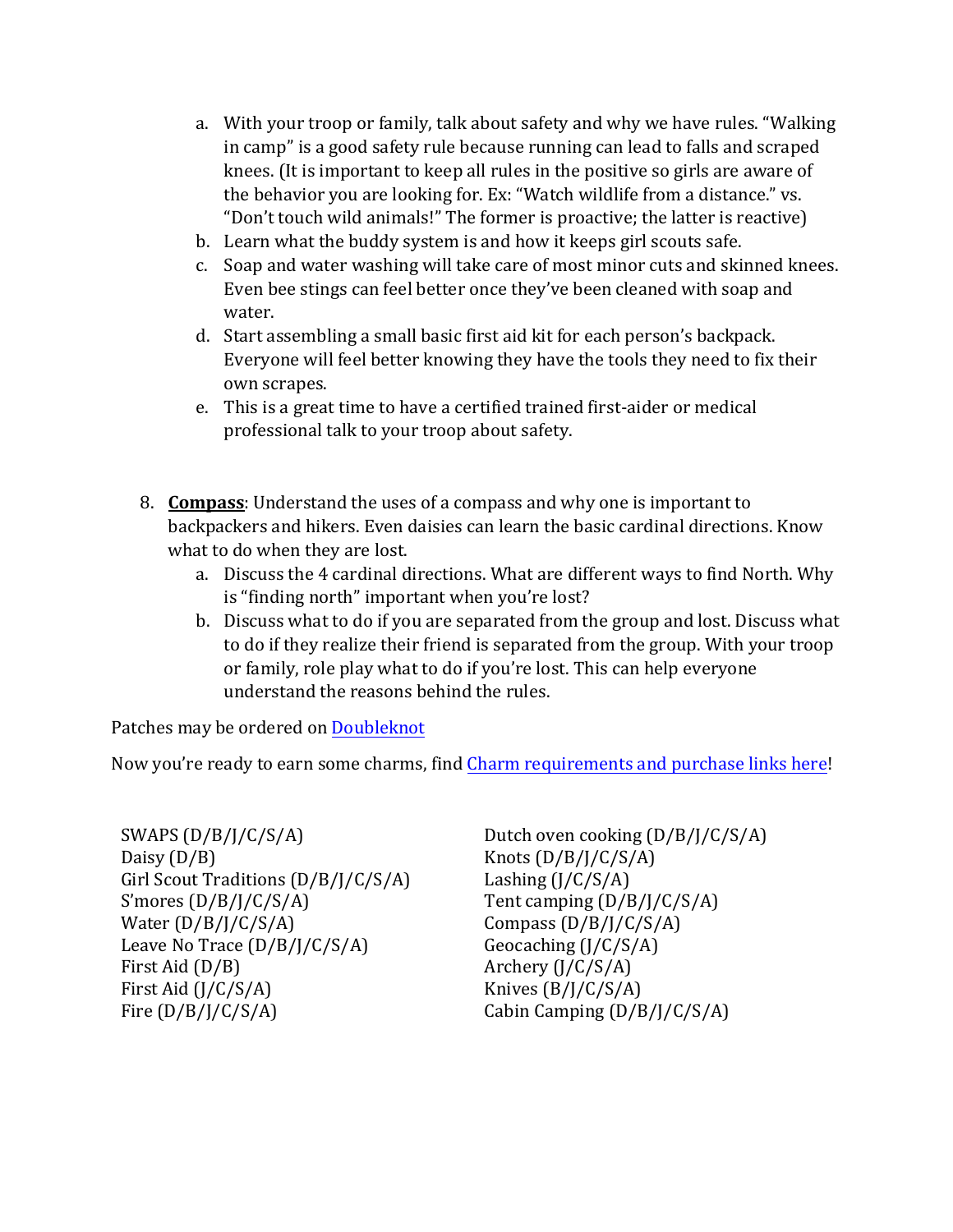a. With your troop or family, talk about safety and why we have rules. "Walking in camp" is a good safety rule because running can lead to falls and scraped knees. (It is important to keep all rules in the positive so girls are aware of the behavior you are looking for. Ex: "Watch wildlife from a distance." vs. "Don't touch wild animals!" The former is proactive; the latter is reactive)
b. Learn what the buddy system is and how it keeps girl scouts safe.
c. Soap and water washing will take care of most minor cuts and skinned knees. Even bee stings can feel better once they've been cleaned with soap and water.
d. Start assembling a small basic first aid kit for each person's backpack. Everyone will feel better knowing they have the tools they need to fix their own scrapes.
e. This is a great time to have a certified trained first-aider or medical professional talk to your troop about safety.

8. **Compass**: Understand the uses of a compass and why one is important to backpackers and hikers. Even daisies can learn the basic cardinal directions. Know what to do when they are lost.
    a. Discuss the 4 cardinal directions. What are different ways to find North. Why is "finding north" important when you're lost?
    b. Discuss what to do if you are separated from the group and lost. Discuss what to do if they realize their friend is separated from the group. With your troop or family, role play what to do if you're lost. This can help everyone understand the reasons behind the rules.

Patches may be ordered on [Doubleknot]

Now you're ready to earn some charms, find [Charm requirements and purchase links here]!

SWAPS (D/B/J/C/S/A)
Daisy (D/B)
Girl Scout Traditions (D/B/J/C/S/A)
S'mores (D/B/J/C/S/A)
Water (D/B/J/C/S/A)
Leave No Trace (D/B/J/C/S/A)
First Aid (D/B)
First Aid (J/C/S/A)
Fire (D/B/J/C/S/A)
Dutch oven cooking (D/B/J/C/S/A)
Knots (D/B/J/C/S/A)
Lashing (J/C/S/A)
Tent camping (D/B/J/C/S/A)
Compass (D/B/J/C/S/A)
Geocaching (J/C/S/A)
Archery (J/C/S/A)
Knives (B/J/C/S/A)
Cabin Camping (D/B/J/C/S/A)